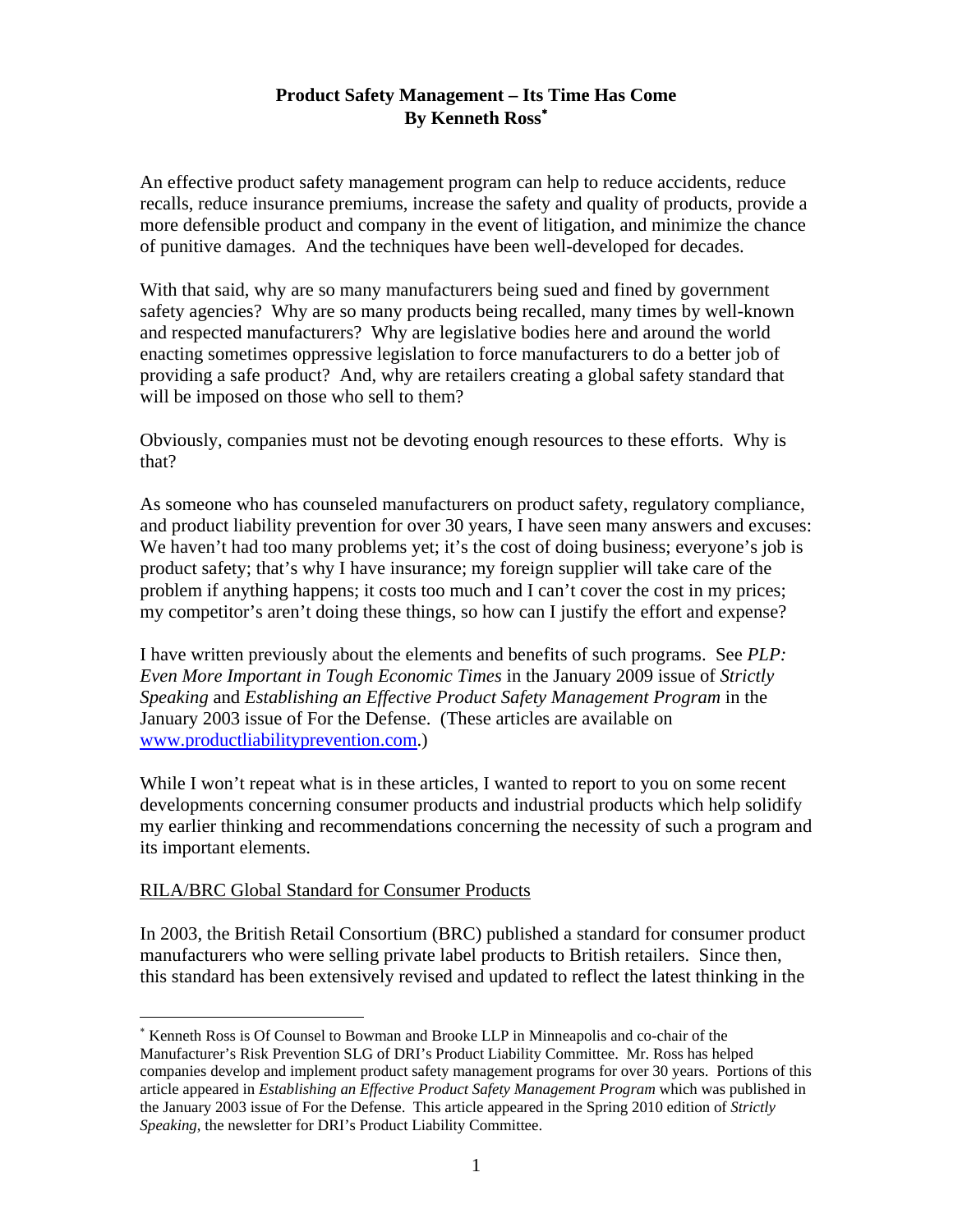# Product Safety Management – Its Time Has Come
**By Kenneth Ross***

An effective product safety management program can help to reduce accidents, reduce recalls, reduce insurance premiums, increase the safety and quality of products, provide a more defensible product and company in the event of litigation, and minimize the chance of punitive damages. And the techniques have been well-developed for decades.

With that said, why are so many manufacturers being sued and fined by government safety agencies? Why are so many products being recalled, many times by well-known and respected manufacturers? Why are legislative bodies here and around the world enacting sometimes oppressive legislation to force manufacturers to do a better job of providing a safe product? And, why are retailers creating a global safety standard that will be imposed on those who sell to them?

Obviously, companies must not be devoting enough resources to these efforts. Why is that?

As someone who has counseled manufacturers on product safety, regulatory compliance, and product liability prevention for over 30 years, I have seen many answers and excuses: We haven't had too many problems yet; it's the cost of doing business; everyone's job is product safety; that's why I have insurance; my foreign supplier will take care of the problem if anything happens; it costs too much and I can't cover the cost in my prices; my competitor's aren't doing these things, so how can I justify the effort and expense?

I have written previously about the elements and benefits of such programs. See *PLP: Even More Important in Tough Economic Times* in the January 2009 issue of *Strictly Speaking* and *Establishing an Effective Product Safety Management Program* in the January 2003 issue of For the Defense. (These articles are available on [www.productliabilityprevention.com](http://www.productliabilityprevention.com).)

While I won't repeat what is in these articles, I wanted to report to you on some recent developments concerning consumer products and industrial products which help solidify my earlier thinking and recommendations concerning the necessity of such a program and its important elements.

## RILA/BRC Global Standard for Consumer Products

In 2003, the British Retail Consortium (BRC) published a standard for consumer product manufacturers who were selling private label products to British retailers. Since then, this standard has been extensively revised and updated to reflect the latest thinking in the

---

* Kenneth Ross is Of Counsel to Bowman and Brooke LLP in Minneapolis and co-chair of the Manufacturer's Risk Prevention SLG of DRI's Product Liability Committee. Mr. Ross has helped companies develop and implement product safety management programs for over 30 years. Portions of this article appeared in *Establishing an Effective Product Safety Management Program* which was published in the January 2003 issue of For the Defense. This article appeared in the Spring 2010 edition of *Strictly Speaking,* the newsletter for DRI's Product Liability Committee.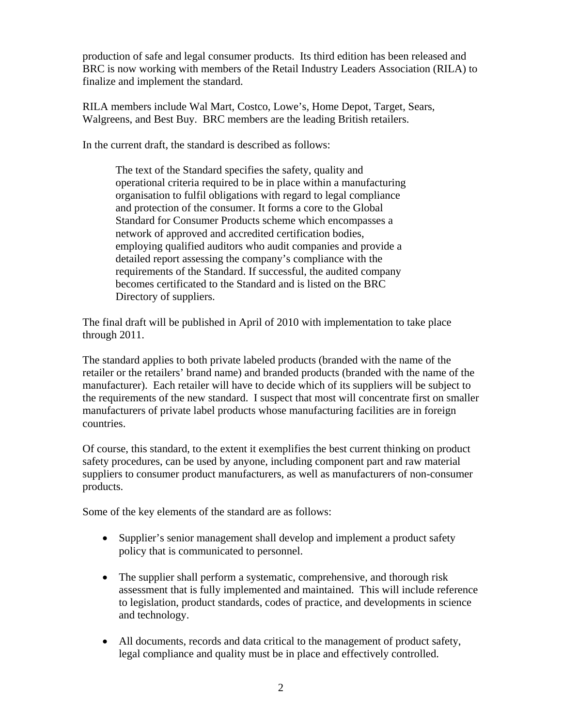production of safe and legal consumer products. Its third edition has been released and BRC is now working with members of the Retail Industry Leaders Association (RILA) to finalize and implement the standard.

RILA members include Wal Mart, Costco, Lowe's, Home Depot, Target, Sears, Walgreens, and Best Buy. BRC members are the leading British retailers.

In the current draft, the standard is described as follows:

> The text of the Standard specifies the safety, quality and operational criteria required to be in place within a manufacturing organisation to fulfil obligations with regard to legal compliance and protection of the consumer. It forms a core to the Global Standard for Consumer Products scheme which encompasses a network of approved and accredited certification bodies, employing qualified auditors who audit companies and provide a detailed report assessing the company's compliance with the requirements of the Standard. If successful, the audited company becomes certificated to the Standard and is listed on the BRC Directory of suppliers.

The final draft will be published in April of 2010 with implementation to take place through 2011.

The standard applies to both private labeled products (branded with the name of the retailer or the retailers' brand name) and branded products (branded with the name of the manufacturer). Each retailer will have to decide which of its suppliers will be subject to the requirements of the new standard. I suspect that most will concentrate first on smaller manufacturers of private label products whose manufacturing facilities are in foreign countries.

Of course, this standard, to the extent it exemplifies the best current thinking on product safety procedures, can be used by anyone, including component part and raw material suppliers to consumer product manufacturers, as well as manufacturers of non-consumer products.

Some of the key elements of the standard are as follows:

- Supplier's senior management shall develop and implement a product safety policy that is communicated to personnel.

- The supplier shall perform a systematic, comprehensive, and thorough risk assessment that is fully implemented and maintained. This will include reference to legislation, product standards, codes of practice, and developments in science and technology.

- All documents, records and data critical to the management of product safety, legal compliance and quality must be in place and effectively controlled.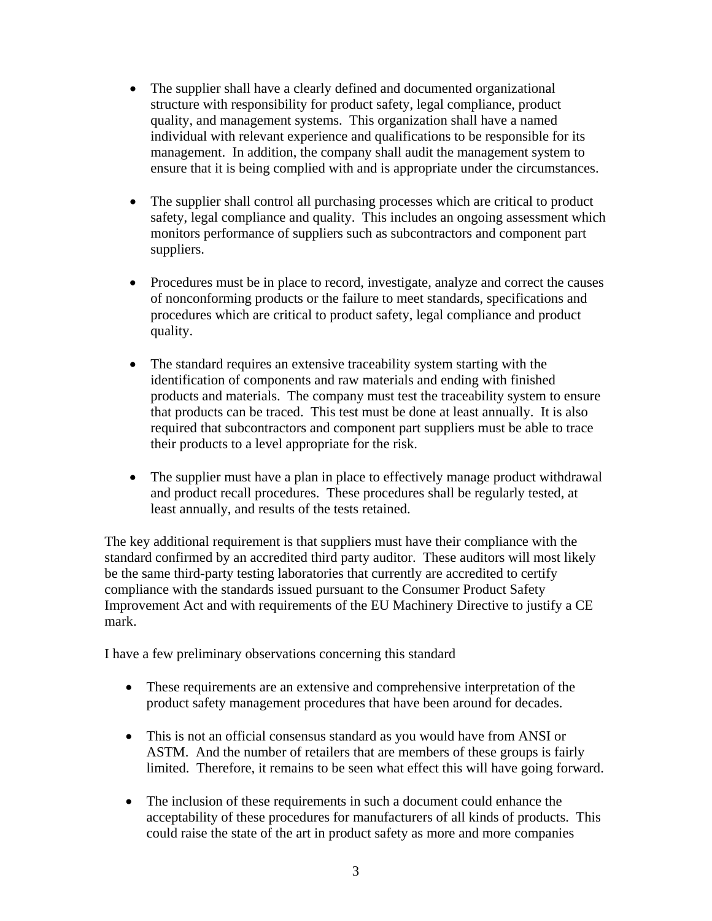- The supplier shall have a clearly defined and documented organizational structure with responsibility for product safety, legal compliance, product quality, and management systems. This organization shall have a named individual with relevant experience and qualifications to be responsible for its management. In addition, the company shall audit the management system to ensure that it is being complied with and is appropriate under the circumstances.

- The supplier shall control all purchasing processes which are critical to product safety, legal compliance and quality. This includes an ongoing assessment which monitors performance of suppliers such as subcontractors and component part suppliers.

- Procedures must be in place to record, investigate, analyze and correct the causes of nonconforming products or the failure to meet standards, specifications and procedures which are critical to product safety, legal compliance and product quality.

- The standard requires an extensive traceability system starting with the identification of components and raw materials and ending with finished products and materials. The company must test the traceability system to ensure that products can be traced. This test must be done at least annually. It is also required that subcontractors and component part suppliers must be able to trace their products to a level appropriate for the risk.

- The supplier must have a plan in place to effectively manage product withdrawal and product recall procedures. These procedures shall be regularly tested, at least annually, and results of the tests retained.

The key additional requirement is that suppliers must have their compliance with the standard confirmed by an accredited third party auditor. These auditors will most likely be the same third-party testing laboratories that currently are accredited to certify compliance with the standards issued pursuant to the Consumer Product Safety Improvement Act and with requirements of the EU Machinery Directive to justify a CE mark.

I have a few preliminary observations concerning this standard

- These requirements are an extensive and comprehensive interpretation of the product safety management procedures that have been around for decades.

- This is not an official consensus standard as you would have from ANSI or ASTM. And the number of retailers that are members of these groups is fairly limited. Therefore, it remains to be seen what effect this will have going forward.

- The inclusion of these requirements in such a document could enhance the acceptability of these procedures for manufacturers of all kinds of products. This could raise the state of the art in product safety as more and more companies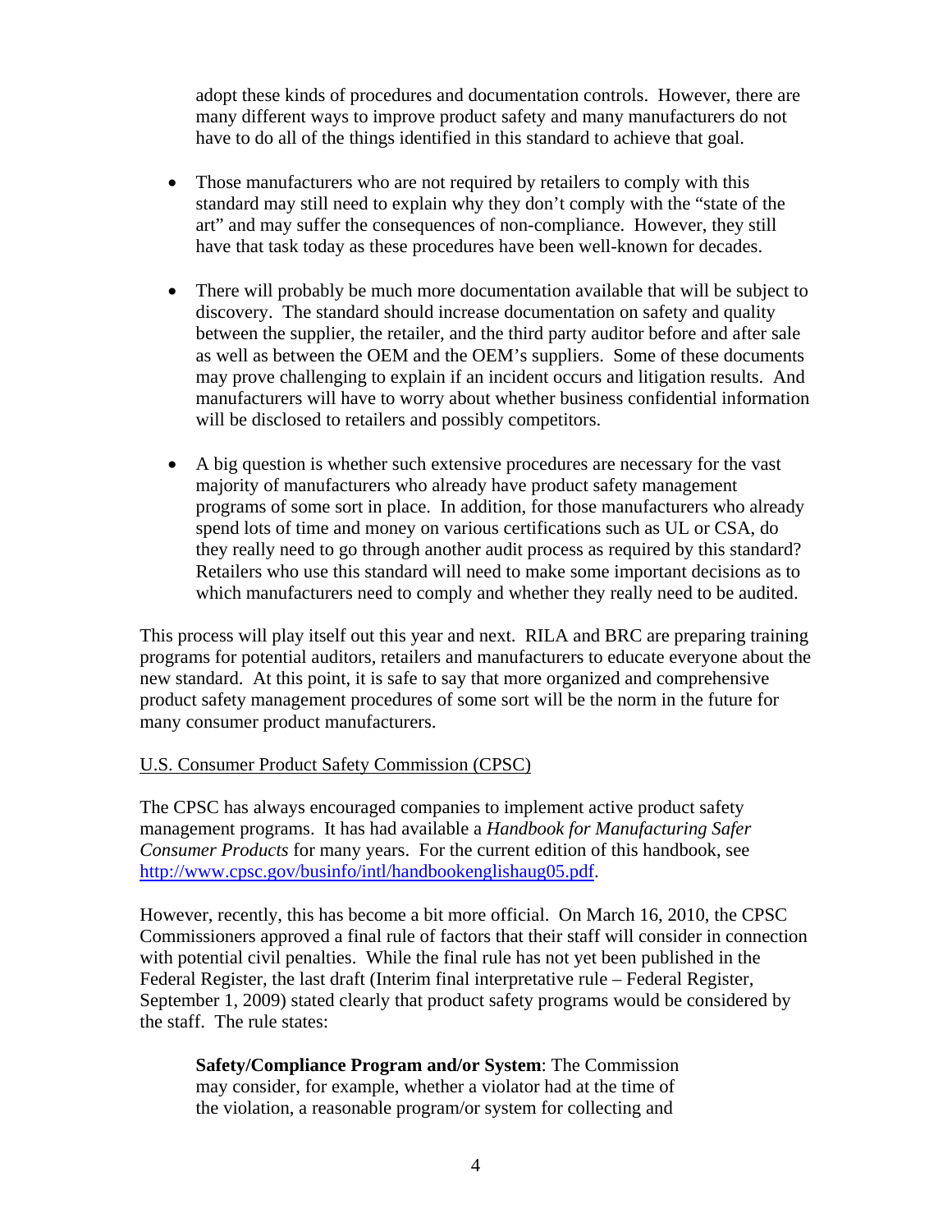adopt these kinds of procedures and documentation controls. However, there are many different ways to improve product safety and many manufacturers do not have to do all of the things identified in this standard to achieve that goal.

- Those manufacturers who are not required by retailers to comply with this standard may still need to explain why they don't comply with the "state of the art" and may suffer the consequences of non-compliance. However, they still have that task today as these procedures have been well-known for decades.

- There will probably be much more documentation available that will be subject to discovery. The standard should increase documentation on safety and quality between the supplier, the retailer, and the third party auditor before and after sale as well as between the OEM and the OEM's suppliers. Some of these documents may prove challenging to explain if an incident occurs and litigation results. And manufacturers will have to worry about whether business confidential information will be disclosed to retailers and possibly competitors.

- A big question is whether such extensive procedures are necessary for the vast majority of manufacturers who already have product safety management programs of some sort in place. In addition, for those manufacturers who already spend lots of time and money on various certifications such as UL or CSA, do they really need to go through another audit process as required by this standard? Retailers who use this standard will need to make some important decisions as to which manufacturers need to comply and whether they really need to be audited.

This process will play itself out this year and next. RILA and BRC are preparing training programs for potential auditors, retailers and manufacturers to educate everyone about the new standard. At this point, it is safe to say that more organized and comprehensive product safety management procedures of some sort will be the norm in the future for many consumer product manufacturers.

U.S. Consumer Product Safety Commission (CPSC)

The CPSC has always encouraged companies to implement active product safety management programs. It has had available a *Handbook for Manufacturing Safer Consumer Products* for many years. For the current edition of this handbook, see [http://www.cpsc.gov/businfo/intl/handbookenglishaug05.pdf](http://www.cpsc.gov/businfo/intl/handbookenglishaug05.pdf).

However, recently, this has become a bit more official. On March 16, 2010, the CPSC Commissioners approved a final rule of factors that their staff will consider in connection with potential civil penalties. While the final rule has not yet been published in the Federal Register, the last draft (Interim final interpretative rule – Federal Register, September 1, 2009) stated clearly that product safety programs would be considered by the staff. The rule states:

> **Safety/Compliance Program and/or System**: The Commission may consider, for example, whether a violator had at the time of the violation, a reasonable program/or system for collecting and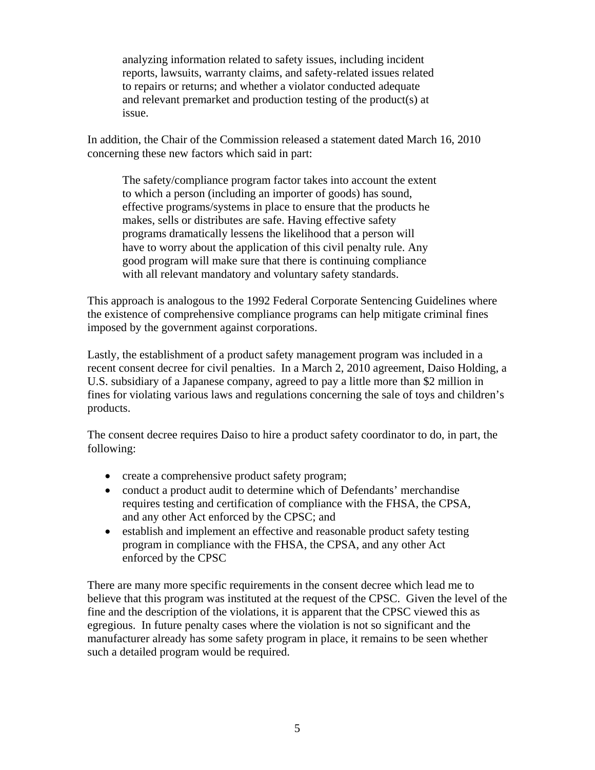> analyzing information related to safety issues, including incident reports, lawsuits, warranty claims, and safety-related issues related to repairs or returns; and whether a violator conducted adequate and relevant premarket and production testing of the product(s) at issue.

In addition, the Chair of the Commission released a statement dated March 16, 2010 concerning these new factors which said in part:

> The safety/compliance program factor takes into account the extent to which a person (including an importer of goods) has sound, effective programs/systems in place to ensure that the products he makes, sells or distributes are safe. Having effective safety programs dramatically lessens the likelihood that a person will have to worry about the application of this civil penalty rule. Any good program will make sure that there is continuing compliance with all relevant mandatory and voluntary safety standards.

This approach is analogous to the 1992 Federal Corporate Sentencing Guidelines where the existence of comprehensive compliance programs can help mitigate criminal fines imposed by the government against corporations.

Lastly, the establishment of a product safety management program was included in a recent consent decree for civil penalties. In a March 2, 2010 agreement, Daiso Holding, a U.S. subsidiary of a Japanese company, agreed to pay a little more than $2 million in fines for violating various laws and regulations concerning the sale of toys and children's products.

The consent decree requires Daiso to hire a product safety coordinator to do, in part, the following:

- create a comprehensive product safety program;
- conduct a product audit to determine which of Defendants' merchandise requires testing and certification of compliance with the FHSA, the CPSA, and any other Act enforced by the CPSC; and
- establish and implement an effective and reasonable product safety testing program in compliance with the FHSA, the CPSA, and any other Act enforced by the CPSC

There are many more specific requirements in the consent decree which lead me to believe that this program was instituted at the request of the CPSC. Given the level of the fine and the description of the violations, it is apparent that the CPSC viewed this as egregious. In future penalty cases where the violation is not so significant and the manufacturer already has some safety program in place, it remains to be seen whether such a detailed program would be required.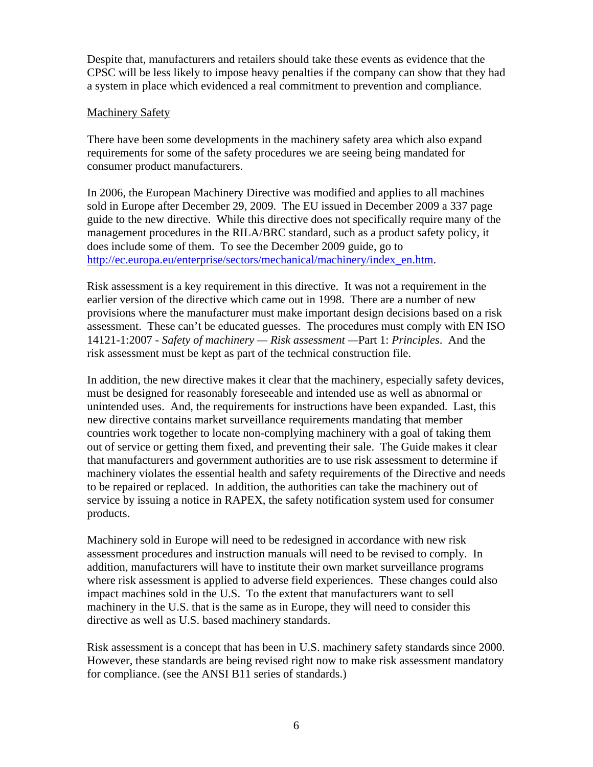Despite that, manufacturers and retailers should take these events as evidence that the CPSC will be less likely to impose heavy penalties if the company can show that they had a system in place which evidenced a real commitment to prevention and compliance.

<u>Machinery Safety</u>

There have been some developments in the machinery safety area which also expand requirements for some of the safety procedures we are seeing being mandated for consumer product manufacturers.

In 2006, the European Machinery Directive was modified and applies to all machines sold in Europe after December 29, 2009. The EU issued in December 2009 a 337 page guide to the new directive. While this directive does not specifically require many of the management procedures in the RILA/BRC standard, such as a product safety policy, it does include some of them. To see the December 2009 guide, go to http://ec.europa.eu/enterprise/sectors/mechanical/machinery/index_en.htm.

Risk assessment is a key requirement in this directive. It was not a requirement in the earlier version of the directive which came out in 1998. There are a number of new provisions where the manufacturer must make important design decisions based on a risk assessment. These can't be educated guesses. The procedures must comply with EN ISO 14121-1:2007 - *Safety of machinery — Risk assessment* —Part 1: *Principles*. And the risk assessment must be kept as part of the technical construction file.

In addition, the new directive makes it clear that the machinery, especially safety devices, must be designed for reasonably foreseeable and intended use as well as abnormal or unintended uses. And, the requirements for instructions have been expanded. Last, this new directive contains market surveillance requirements mandating that member countries work together to locate non-complying machinery with a goal of taking them out of service or getting them fixed, and preventing their sale. The Guide makes it clear that manufacturers and government authorities are to use risk assessment to determine if machinery violates the essential health and safety requirements of the Directive and needs to be repaired or replaced. In addition, the authorities can take the machinery out of service by issuing a notice in RAPEX, the safety notification system used for consumer products.

Machinery sold in Europe will need to be redesigned in accordance with new risk assessment procedures and instruction manuals will need to be revised to comply. In addition, manufacturers will have to institute their own market surveillance programs where risk assessment is applied to adverse field experiences. These changes could also impact machines sold in the U.S. To the extent that manufacturers want to sell machinery in the U.S. that is the same as in Europe, they will need to consider this directive as well as U.S. based machinery standards.

Risk assessment is a concept that has been in U.S. machinery safety standards since 2000. However, these standards are being revised right now to make risk assessment mandatory for compliance. (see the ANSI B11 series of standards.)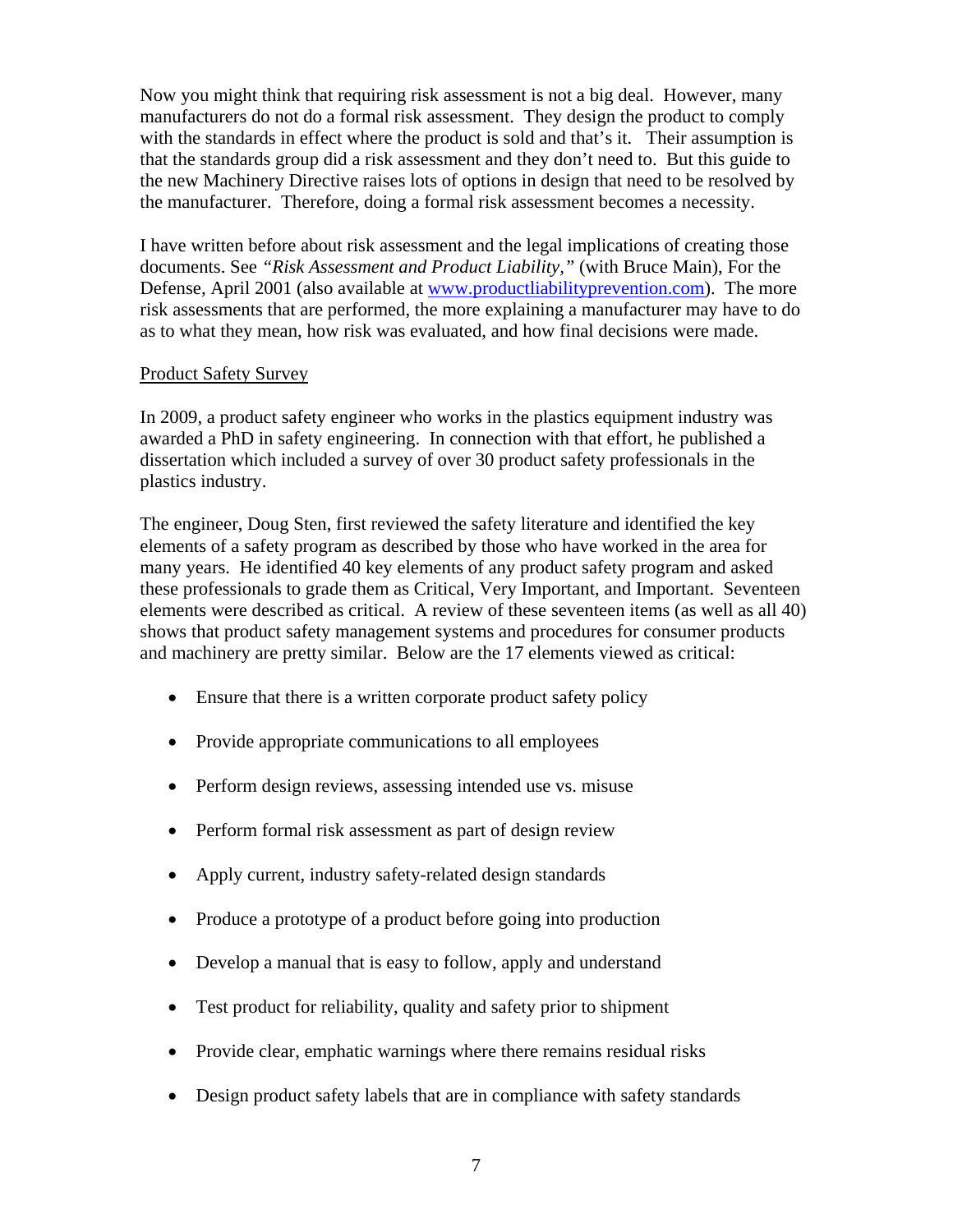Now you might think that requiring risk assessment is not a big deal. However, many manufacturers do not do a formal risk assessment. They design the product to comply with the standards in effect where the product is sold and that's it. Their assumption is that the standards group did a risk assessment and they don't need to. But this guide to the new Machinery Directive raises lots of options in design that need to be resolved by the manufacturer. Therefore, doing a formal risk assessment becomes a necessity.

I have written before about risk assessment and the legal implications of creating those documents. See *"Risk Assessment and Product Liability,"* (with Bruce Main), For the Defense, April 2001 (also available at [www.productliabilityprevention.com](www.productliabilityprevention.com)). The more risk assessments that are performed, the more explaining a manufacturer may have to do as to what they mean, how risk was evaluated, and how final decisions were made.

<u>Product Safety Survey</u>

In 2009, a product safety engineer who works in the plastics equipment industry was awarded a PhD in safety engineering. In connection with that effort, he published a dissertation which included a survey of over 30 product safety professionals in the plastics industry.

The engineer, Doug Sten, first reviewed the safety literature and identified the key elements of a safety program as described by those who have worked in the area for many years. He identified 40 key elements of any product safety program and asked these professionals to grade them as Critical, Very Important, and Important. Seventeen elements were described as critical. A review of these seventeen items (as well as all 40) shows that product safety management systems and procedures for consumer products and machinery are pretty similar. Below are the 17 elements viewed as critical:

- Ensure that there is a written corporate product safety policy
- Provide appropriate communications to all employees
- Perform design reviews, assessing intended use vs. misuse
- Perform formal risk assessment as part of design review
- Apply current, industry safety-related design standards
- Produce a prototype of a product before going into production
- Develop a manual that is easy to follow, apply and understand
- Test product for reliability, quality and safety prior to shipment
- Provide clear, emphatic warnings where there remains residual risks
- Design product safety labels that are in compliance with safety standards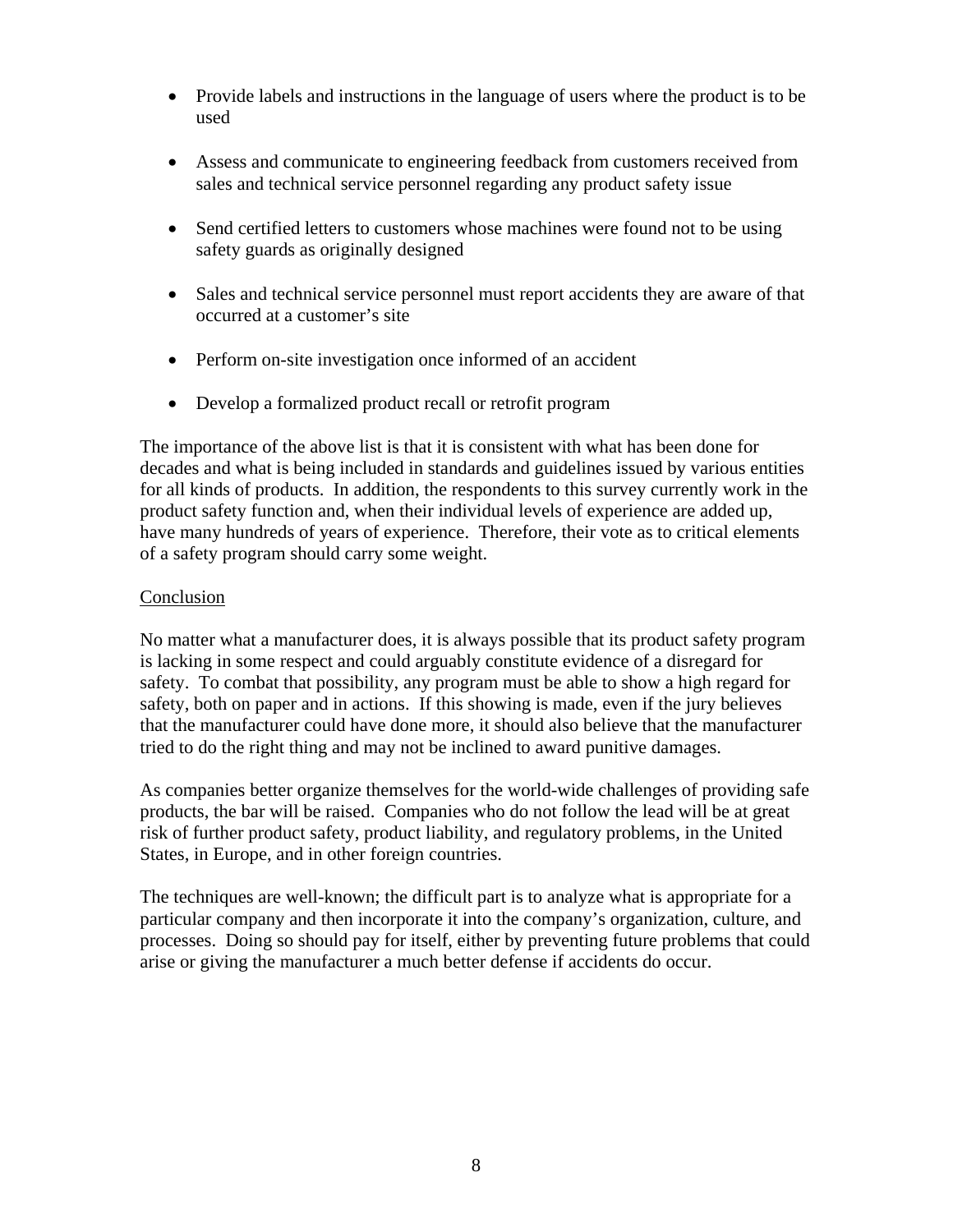- Provide labels and instructions in the language of users where the product is to be used

- Assess and communicate to engineering feedback from customers received from sales and technical service personnel regarding any product safety issue

- Send certified letters to customers whose machines were found not to be using safety guards as originally designed

- Sales and technical service personnel must report accidents they are aware of that occurred at a customer's site

- Perform on-site investigation once informed of an accident

- Develop a formalized product recall or retrofit program

The importance of the above list is that it is consistent with what has been done for decades and what is being included in standards and guidelines issued by various entities for all kinds of products. In addition, the respondents to this survey currently work in the product safety function and, when their individual levels of experience are added up, have many hundreds of years of experience. Therefore, their vote as to critical elements of a safety program should carry some weight.

## Conclusion

No matter what a manufacturer does, it is always possible that its product safety program is lacking in some respect and could arguably constitute evidence of a disregard for safety. To combat that possibility, any program must be able to show a high regard for safety, both on paper and in actions. If this showing is made, even if the jury believes that the manufacturer could have done more, it should also believe that the manufacturer tried to do the right thing and may not be inclined to award punitive damages.

As companies better organize themselves for the world-wide challenges of providing safe products, the bar will be raised. Companies who do not follow the lead will be at great risk of further product safety, product liability, and regulatory problems, in the United States, in Europe, and in other foreign countries.

The techniques are well-known; the difficult part is to analyze what is appropriate for a particular company and then incorporate it into the company's organization, culture, and processes. Doing so should pay for itself, either by preventing future problems that could arise or giving the manufacturer a much better defense if accidents do occur.